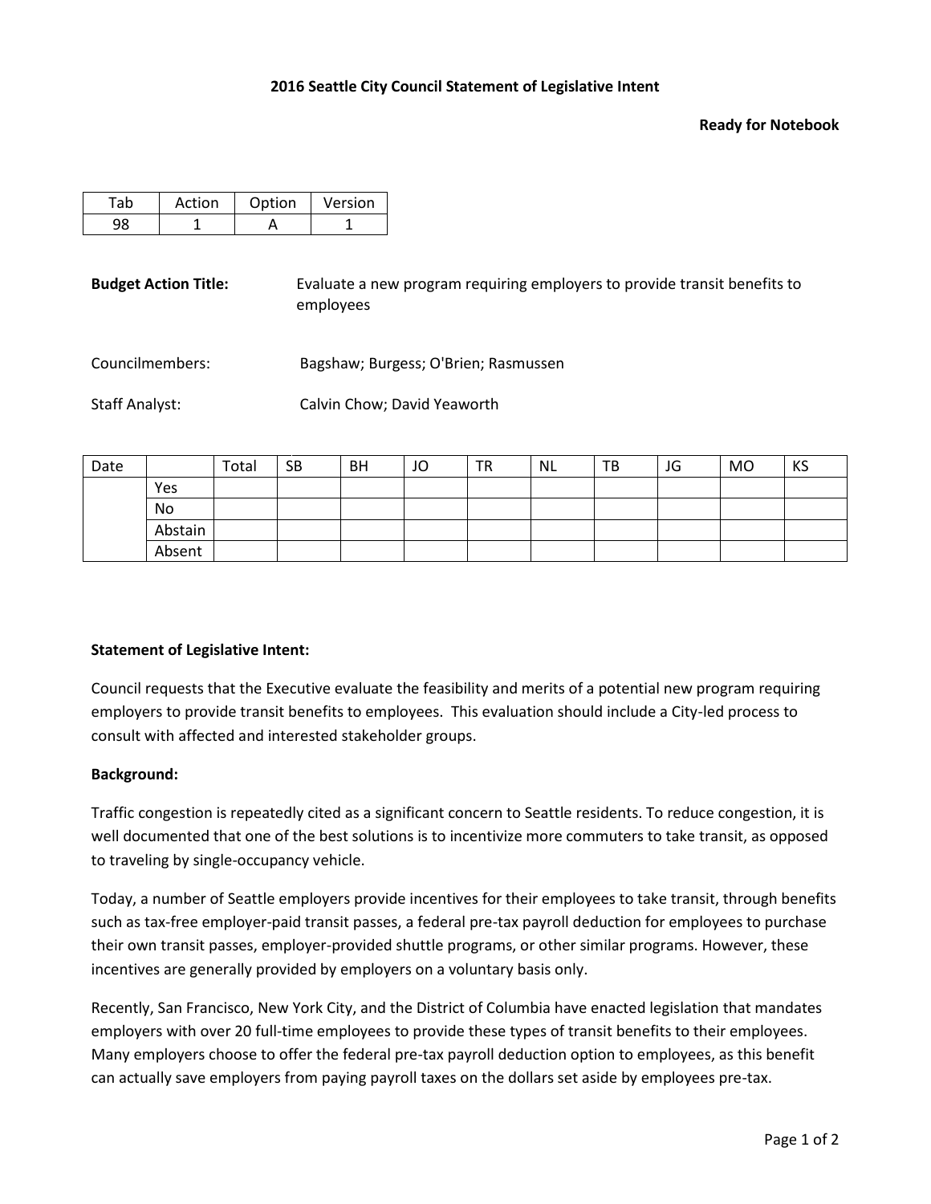**2016 Seattle City Council Statement of Legislative Intent**

**Ready for Notebook**

| Tab | Action | Option | Version |
|---|---|---|---|
| 98 | 1 | A | 1 |

**Budget Action Title:** Evaluate a new program requiring employers to provide transit benefits to employees

Councilmembers: Bagshaw; Burgess; O'Brien; Rasmussen

Staff Analyst: Calvin Chow; David Yeaworth

| Date | | Total | SB | BH | JO | TR | NL | TB | JG | MO | KS |
|---|---|---|---|---|---|---|---|---|---|---|---|
| | Yes | | | | | | | | | | |
| | No | | | | | | | | | | |
| | Abstain | | | | | | | | | | |
| | Absent | | | | | | | | | | |

**Statement of Legislative Intent:**

Council requests that the Executive evaluate the feasibility and merits of a potential new program requiring employers to provide transit benefits to employees. This evaluation should include a City-led process to consult with affected and interested stakeholder groups.

**Background:**

Traffic congestion is repeatedly cited as a significant concern to Seattle residents. To reduce congestion, it is well documented that one of the best solutions is to incentivize more commuters to take transit, as opposed to traveling by single-occupancy vehicle.

Today, a number of Seattle employers provide incentives for their employees to take transit, through benefits such as tax-free employer-paid transit passes, a federal pre-tax payroll deduction for employees to purchase their own transit passes, employer-provided shuttle programs, or other similar programs. However, these incentives are generally provided by employers on a voluntary basis only.

Recently, San Francisco, New York City, and the District of Columbia have enacted legislation that mandates employers with over 20 full-time employees to provide these types of transit benefits to their employees. Many employers choose to offer the federal pre-tax payroll deduction option to employees, as this benefit can actually save employers from paying payroll taxes on the dollars set aside by employees pre-tax.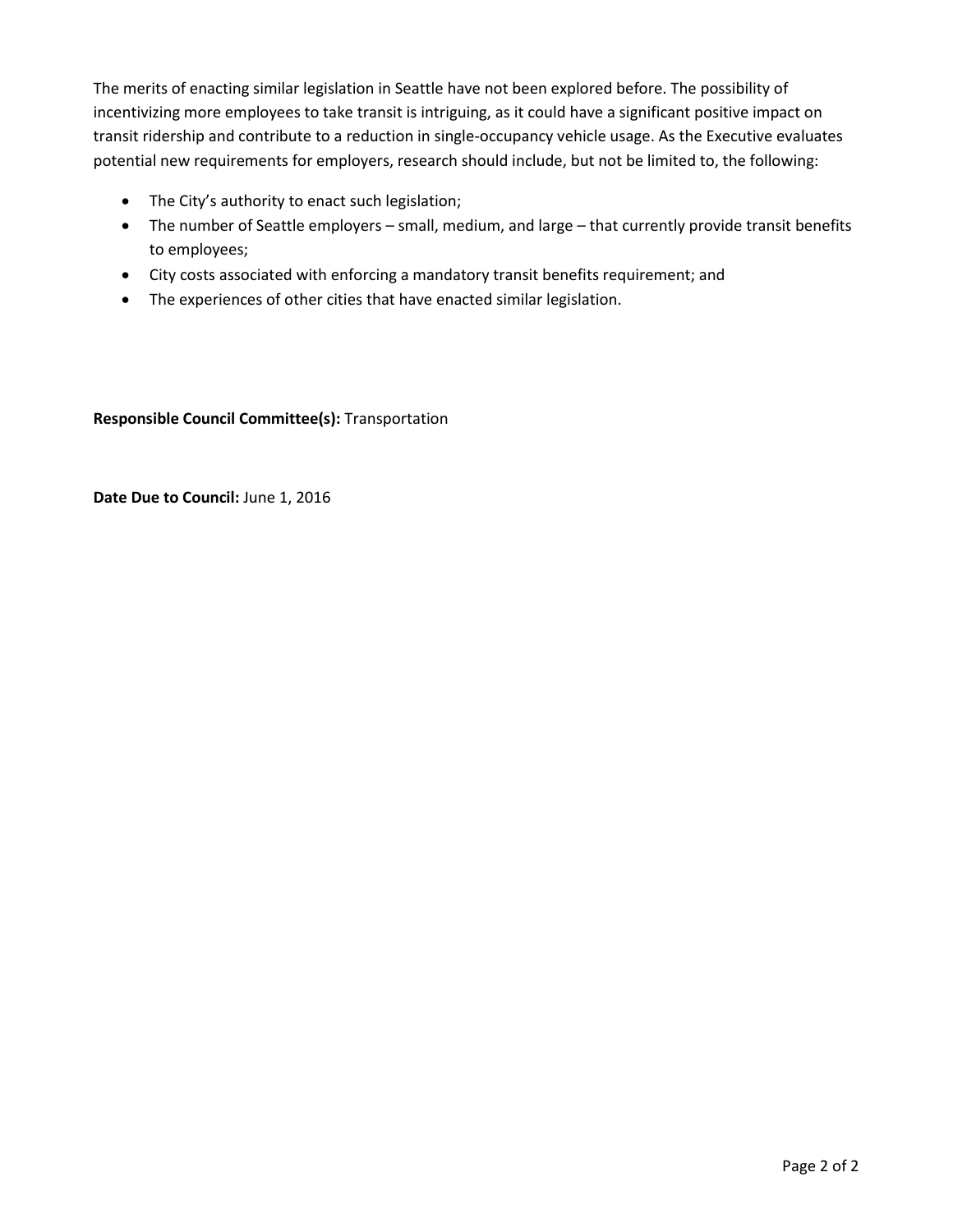The merits of enacting similar legislation in Seattle have not been explored before. The possibility of incentivizing more employees to take transit is intriguing, as it could have a significant positive impact on transit ridership and contribute to a reduction in single-occupancy vehicle usage. As the Executive evaluates potential new requirements for employers, research should include, but not be limited to, the following:

- The City's authority to enact such legislation;
- The number of Seattle employers – small, medium, and large – that currently provide transit benefits to employees;
- City costs associated with enforcing a mandatory transit benefits requirement; and
- The experiences of other cities that have enacted similar legislation.

**Responsible Council Committee(s):** Transportation

**Date Due to Council:** June 1, 2016